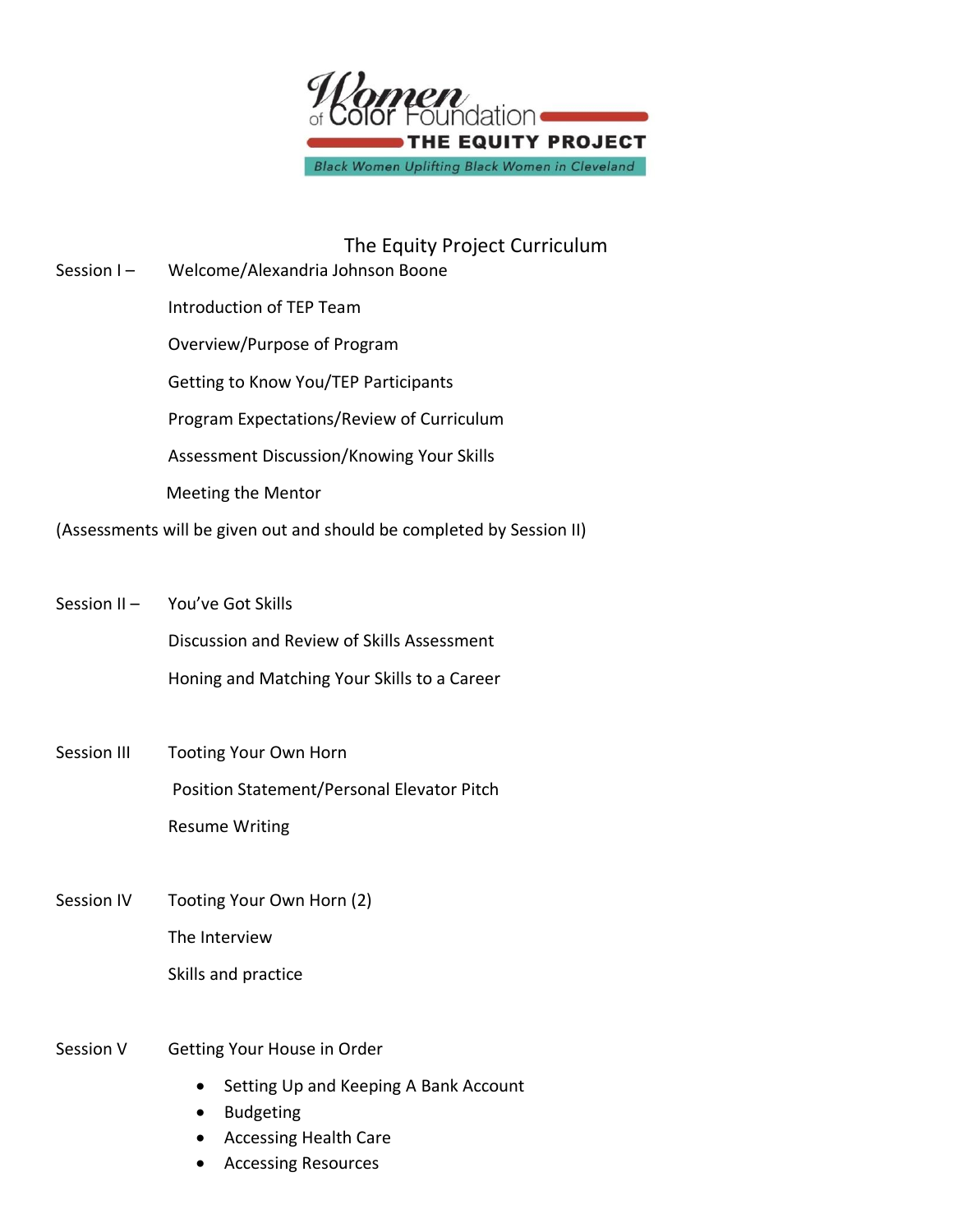Women of Color Foundation
THE EQUITY PROJECT
*Black Women Uplifting Black Women in Cleveland*

# The Equity Project Curriculum

**Session I –**

- Welcome/Alexandria Johnson Boone
- Introduction of TEP Team
- Overview/Purpose of Program
- Getting to Know You/TEP Participants
- Program Expectations/Review of Curriculum
- Assessment Discussion/Knowing Your Skills
- Meeting the Mentor

(Assessments will be given out and should be completed by Session II)

**Session II –**

- You've Got Skills
- Discussion and Review of Skills Assessment
- Honing and Matching Your Skills to a Career

**Session III**

- Tooting Your Own Horn
- Position Statement/Personal Elevator Pitch
- Resume Writing

**Session IV**

- Tooting Your Own Horn (2)
- The Interview
- Skills and practice

**Session V**

Getting Your House in Order

- Setting Up and Keeping A Bank Account
- Budgeting
- Accessing Health Care
- Accessing Resources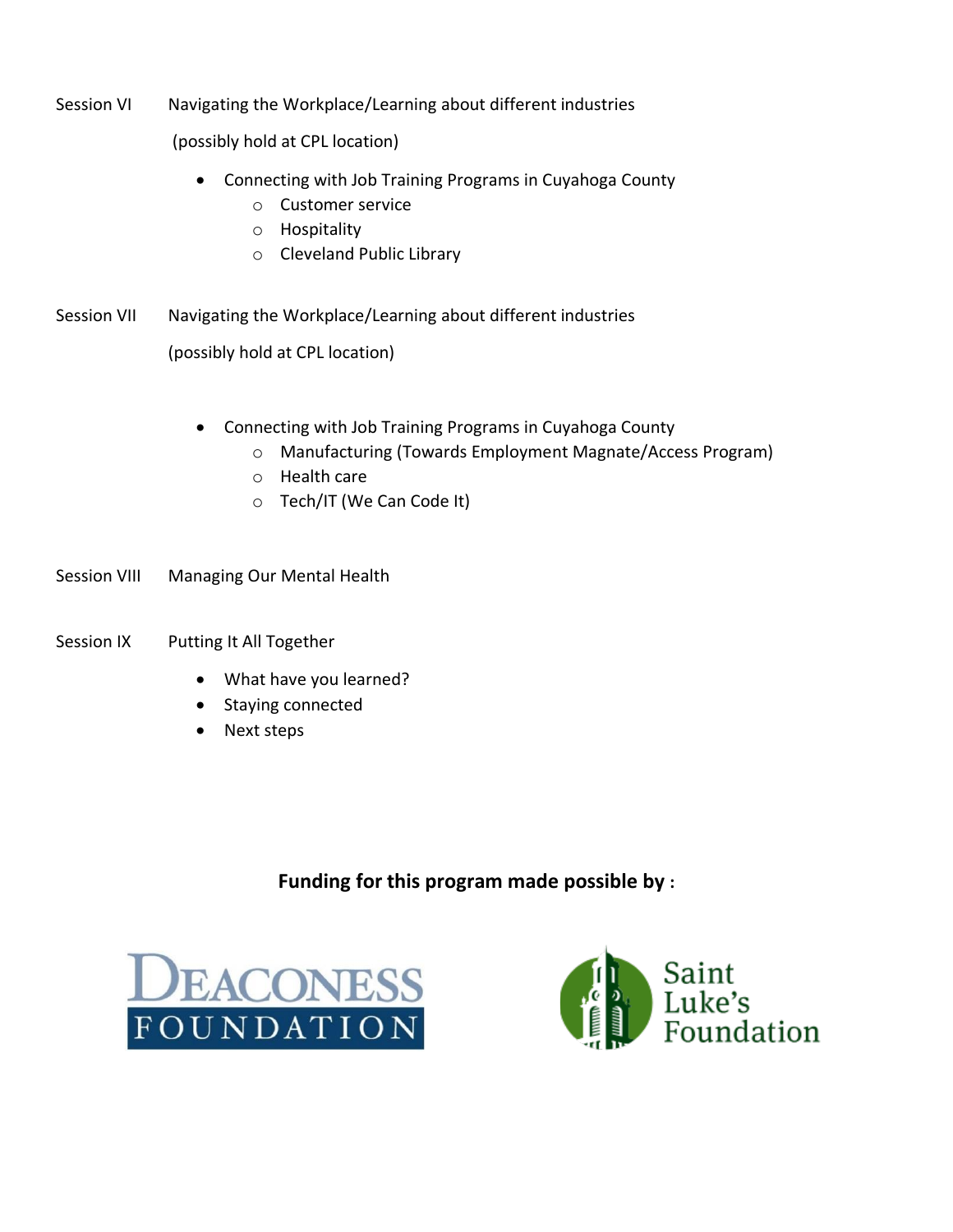Session VI Navigating the Workplace/Learning about different industries

(possibly hold at CPL location)

- Connecting with Job Training Programs in Cuyahoga County
  - Customer service
  - Hospitality
  - Cleveland Public Library

Session VII Navigating the Workplace/Learning about different industries

(possibly hold at CPL location)

- Connecting with Job Training Programs in Cuyahoga County
  - Manufacturing (Towards Employment Magnate/Access Program)
  - Health care
  - Tech/IT (We Can Code It)

Session VIII Managing Our Mental Health

Session IX Putting It All Together

- What have you learned?
- Staying connected
- Next steps

**Funding for this program made possible by :**

DEACONESS FOUNDATION

Saint Luke's Foundation